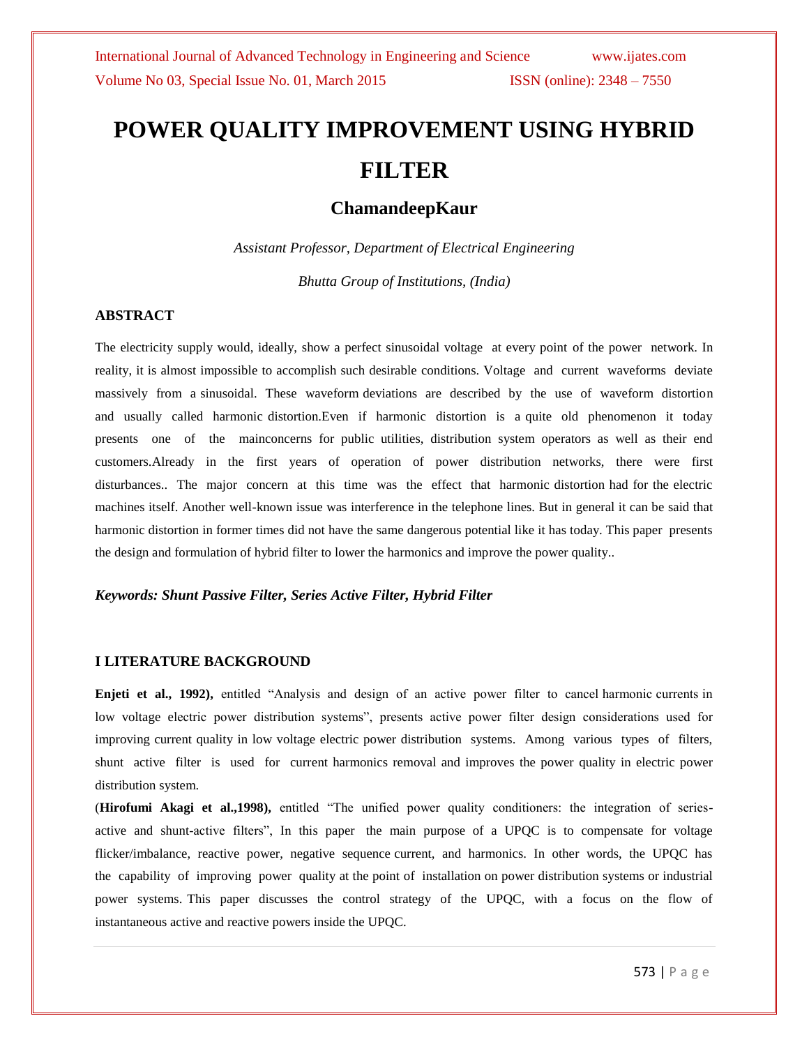# POWER QUALITY IMPROVEMENT USING HYBRID FILTER

## ChamandeepKaur

*Assistant Professor, Department of Electrical Engineering*

*Bhutta Group of Institutions, (India)*

### ABSTRACT

The electricity supply would, ideally, show a perfect sinusoidal voltage at every point of the power network. In reality, it is almost impossible to accomplish such desirable conditions. Voltage and current waveforms deviate massively from a sinusoidal. These waveform deviations are described by the use of waveform distortion and usually called harmonic distortion.Even if harmonic distortion is a quite old phenomenon it today presents one of the mainconcerns for public utilities, distribution system operators as well as their end customers.Already in the first years of operation of power distribution networks, there were first disturbances.. The major concern at this time was the effect that harmonic distortion had for the electric machines itself. Another well-known issue was interference in the telephone lines. But in general it can be said that harmonic distortion in former times did not have the same dangerous potential like it has today. This paper presents the design and formulation of hybrid filter to lower the harmonics and improve the power quality..

***Keywords: Shunt Passive Filter, Series Active Filter, Hybrid Filter***

### I LITERATURE BACKGROUND

**Enjeti et al., 1992),** entitled "Analysis and design of an active power filter to cancel harmonic currents in low voltage electric power distribution systems", presents active power filter design considerations used for improving current quality in low voltage electric power distribution systems. Among various types of filters, shunt active filter is used for current harmonics removal and improves the power quality in electric power distribution system.

(**Hirofumi Akagi et al.,1998),** entitled "The unified power quality conditioners: the integration of series-active and shunt-active filters", In this paper the main purpose of a UPQC is to compensate for voltage flicker/imbalance, reactive power, negative sequence current, and harmonics. In other words, the UPQC has the capability of improving power quality at the point of installation on power distribution systems or industrial power systems. This paper discusses the control strategy of the UPQC, with a focus on the flow of instantaneous active and reactive powers inside the UPQC.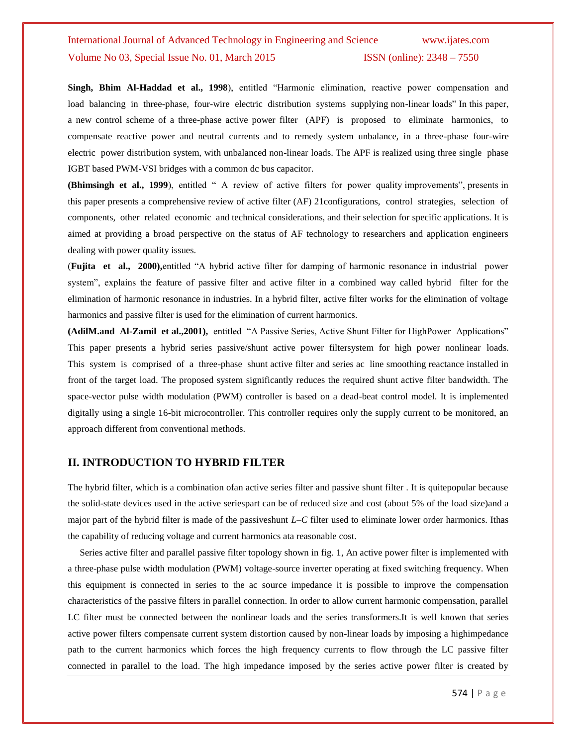**Singh, Bhim Al-Haddad et al., 1998**), entitled "Harmonic elimination, reactive power compensation and load balancing in three-phase, four-wire electric distribution systems supplying non-linear loads" In this paper, a new control scheme of a three-phase active power filter (APF) is proposed to eliminate harmonics, to compensate reactive power and neutral currents and to remedy system unbalance, in a three-phase four-wire electric power distribution system, with unbalanced non-linear loads. The APF is realized using three single phase IGBT based PWM-VSI bridges with a common dc bus capacitor.

**(Bhimsingh et al., 1999**), entitled " A review of active filters for power quality improvements", presents in this paper presents a comprehensive review of active filter (AF) 21configurations, control strategies, selection of components, other related economic and technical considerations, and their selection for specific applications. It is aimed at providing a broad perspective on the status of AF technology to researchers and application engineers dealing with power quality issues.

(**Fujita et al., 2000),**entitled "A hybrid active filter for damping of harmonic resonance in industrial power system", explains the feature of passive filter and active filter in a combined way called hybrid filter for the elimination of harmonic resonance in industries. In a hybrid filter, active filter works for the elimination of voltage harmonics and passive filter is used for the elimination of current harmonics.

**(AdilM.and Al-Zamil et al.,2001),** entitled "A Passive Series, Active Shunt Filter for HighPower Applications" This paper presents a hybrid series passive/shunt active power filtersystem for high power nonlinear loads. This system is comprised of a three-phase shunt active filter and series ac line smoothing reactance installed in front of the target load. The proposed system significantly reduces the required shunt active filter bandwidth. The space-vector pulse width modulation (PWM) controller is based on a dead-beat control model. It is implemented digitally using a single 16-bit microcontroller. This controller requires only the supply current to be monitored, an approach different from conventional methods.

## II. INTRODUCTION TO HYBRID FILTER

The hybrid filter, which is a combination ofan active series filter and passive shunt filter . It is quitepopular because the solid-state devices used in the active seriespart can be of reduced size and cost (about 5% of the load size)and a major part of the hybrid filter is made of the passiveshunt *L–C* filter used to eliminate lower order harmonics. Ithas the capability of reducing voltage and current harmonics ata reasonable cost.

Series active filter and parallel passive filter topology shown in fig. 1, An active power filter is implemented with a three-phase pulse width modulation (PWM) voltage-source inverter operating at fixed switching frequency. When this equipment is connected in series to the ac source impedance it is possible to improve the compensation characteristics of the passive filters in parallel connection. In order to allow current harmonic compensation, parallel LC filter must be connected between the nonlinear loads and the series transformers.It is well known that series active power filters compensate current system distortion caused by non-linear loads by imposing a highimpedance path to the current harmonics which forces the high frequency currents to flow through the LC passive filter connected in parallel to the load. The high impedance imposed by the series active power filter is created by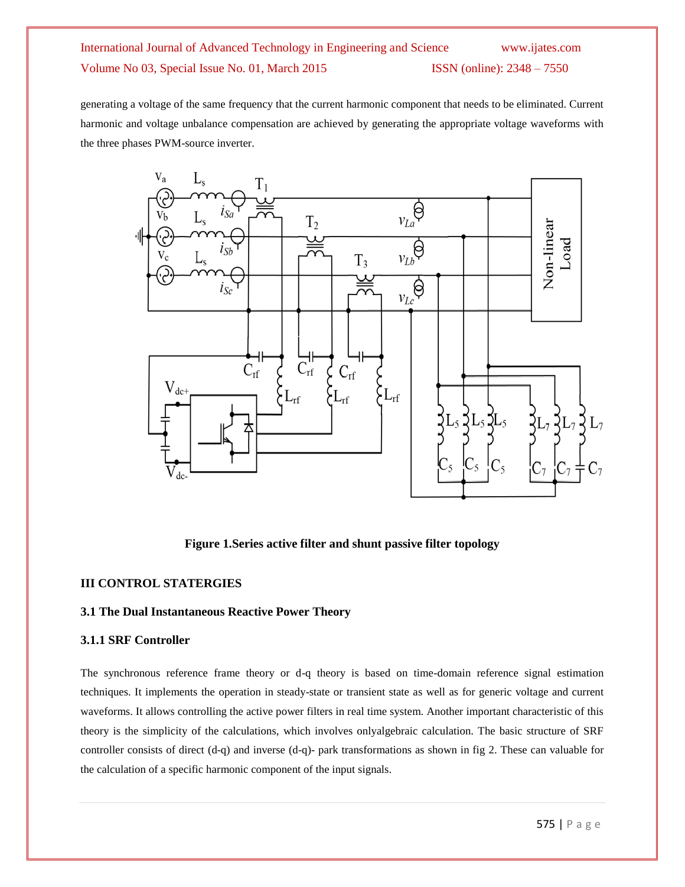generating a voltage of the same frequency that the current harmonic component that needs to be eliminated. Current harmonic and voltage unbalance compensation are achieved by generating the appropriate voltage waveforms with the three phases PWM-source inverter.

**Figure 1.Series active filter and shunt passive filter topology**

### III CONTROL STATERGIES

### 3.1 The Dual Instantaneous Reactive Power Theory

#### 3.1.1 SRF Controller

The synchronous reference frame theory or d-q theory is based on time-domain reference signal estimation techniques. It implements the operation in steady-state or transient state as well as for generic voltage and current waveforms. It allows controlling the active power filters in real time system. Another important characteristic of this theory is the simplicity of the calculations, which involves onlyalgebraic calculation. The basic structure of SRF controller consists of direct (d-q) and inverse (d-q)- park transformations as shown in fig 2. These can valuable for the calculation of a specific harmonic component of the input signals.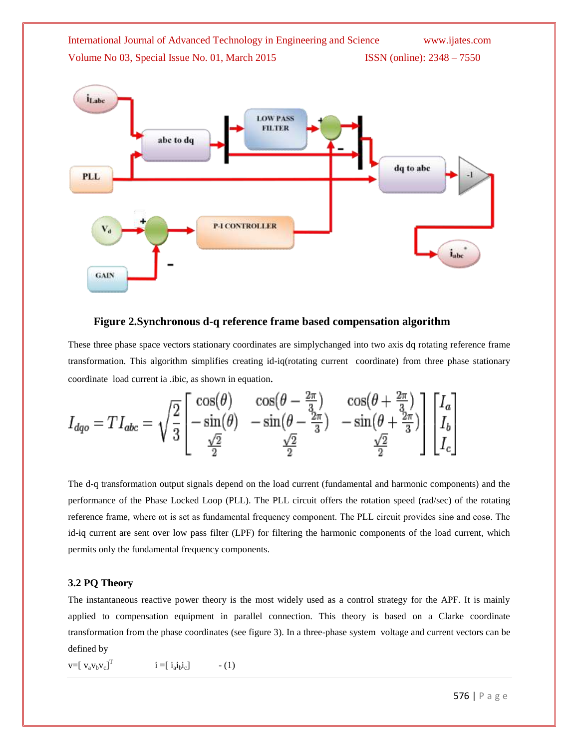**Figure 2.Synchronous d-q reference frame based compensation algorithm**

These three phase space vectors stationary coordinates are simplychanged into two axis dq rotating reference frame transformation. This algorithm simplifies creating id-iq(rotating current coordinate) from three phase stationary coordinate load current ia .ibic, as shown in equation.

$$I_{dqo} = TI_{abc} = \sqrt{\frac{2}{3}} \begin{bmatrix} \cos(\theta) & \cos(\theta - \frac{2\pi}{3}) & \cos(\theta + \frac{2\pi}{3}) \\ -\sin(\theta) & -\sin(\theta - \frac{2\pi}{3}) & -\sin(\theta + \frac{2\pi}{3}) \\ \frac{\sqrt{2}}{2} & \frac{\sqrt{2}}{2} & \frac{\sqrt{2}}{2} \end{bmatrix} \begin{bmatrix} I_a \\ I_b \\ I_c \end{bmatrix}$$

The d-q transformation output signals depend on the load current (fundamental and harmonic components) and the performance of the Phase Locked Loop (PLL). The PLL circuit offers the rotation speed (rad/sec) of the rotating reference frame, where ωt is set as fundamental frequency component. The PLL circuit provides sinθ and cosθ. The id-iq current are sent over low pass filter (LPF) for filtering the harmonic components of the load current, which permits only the fundamental frequency components.

### 3.2 PQ Theory

The instantaneous reactive power theory is the most widely used as a control strategy for the APF. It is mainly applied to compensation equipment in parallel connection. This theory is based on a Clarke coordinate transformation from the phase coordinates (see figure 3). In a three-phase system voltage and current vectors can be defined by

$v=[\, v_a v_b v_c]^T$ $\qquad$ $i =[\, i_a i_b i_c]$ $\qquad$ - (1)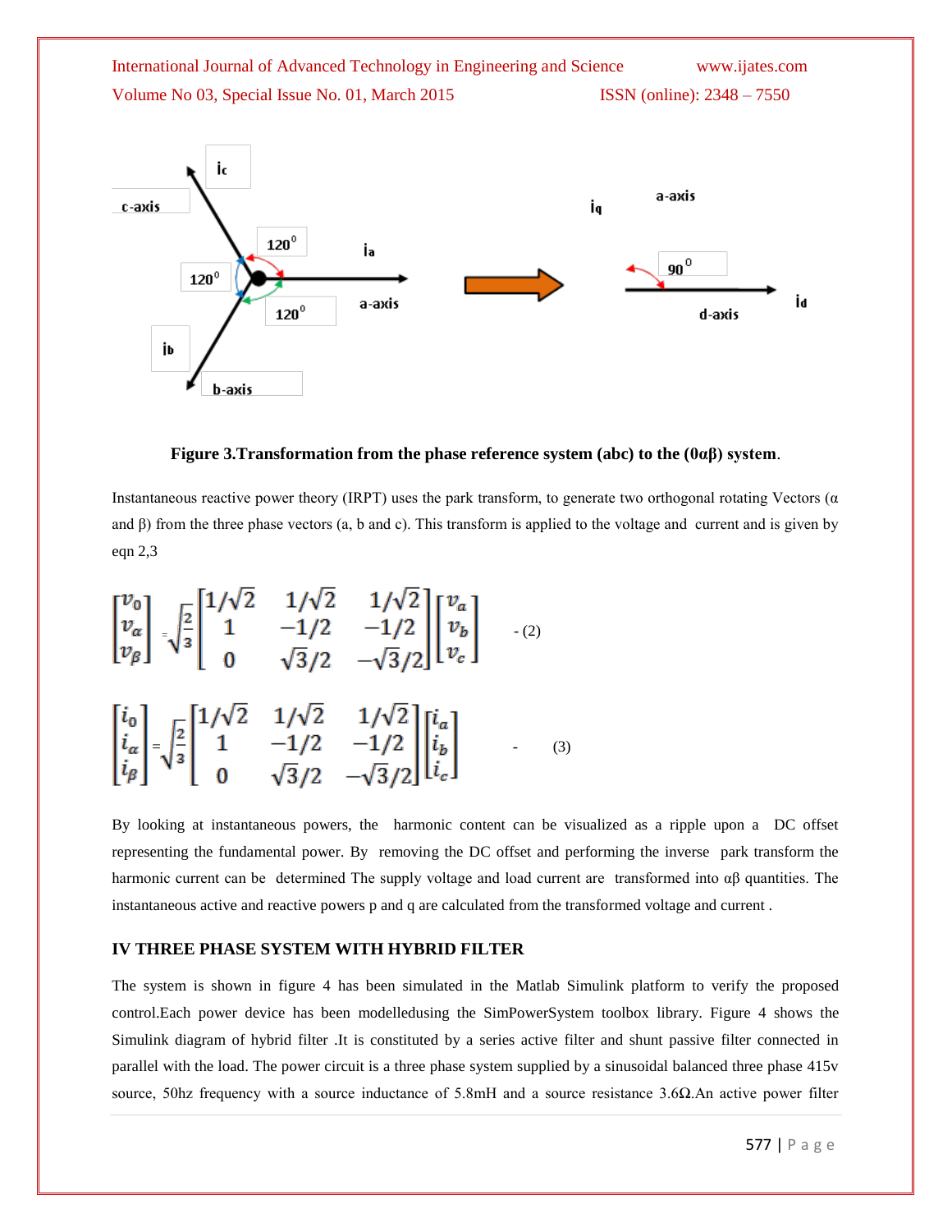**Figure 3.Transformation from the phase reference system (abc) to the (0αβ) system**.

Instantaneous reactive power theory (IRPT) uses the park transform, to generate two orthogonal rotating Vectors (α and β) from the three phase vectors (a, b and c). This transform is applied to the voltage and current and is given by eqn 2,3

$$\begin{bmatrix} v_0 \\ v_\alpha \\ v_\beta \end{bmatrix} = \sqrt{\frac{2}{3}} \begin{bmatrix} 1/\sqrt{2} & 1/\sqrt{2} & 1/\sqrt{2} \\ 1 & -1/2 & -1/2 \\ 0 & \sqrt{3}/2 & -\sqrt{3}/2 \end{bmatrix} \begin{bmatrix} v_a \\ v_b \\ v_c \end{bmatrix} \quad - (2)$$

$$\begin{bmatrix} i_0 \\ i_\alpha \\ i_\beta \end{bmatrix} = \sqrt{\frac{2}{3}} \begin{bmatrix} 1/\sqrt{2} & 1/\sqrt{2} & 1/\sqrt{2} \\ 1 & -1/2 & -1/2 \\ 0 & \sqrt{3}/2 & -\sqrt{3}/2 \end{bmatrix} \begin{bmatrix} i_a \\ i_b \\ i_c \end{bmatrix} \quad - (3)$$

By looking at instantaneous powers, the harmonic content can be visualized as a ripple upon a DC offset representing the fundamental power. By removing the DC offset and performing the inverse park transform the harmonic current can be determined The supply voltage and load current are transformed into αβ quantities. The instantaneous active and reactive powers p and q are calculated from the transformed voltage and current .

## IV THREE PHASE SYSTEM WITH HYBRID FILTER

The system is shown in figure 4 has been simulated in the Matlab Simulink platform to verify the proposed control.Each power device has been modelledusing the SimPowerSystem toolbox library. Figure 4 shows the Simulink diagram of hybrid filter .It is constituted by a series active filter and shunt passive filter connected in parallel with the load. The power circuit is a three phase system supplied by a sinusoidal balanced three phase 415v source, 50hz frequency with a source inductance of 5.8mH and a source resistance 3.6Ω.An active power filter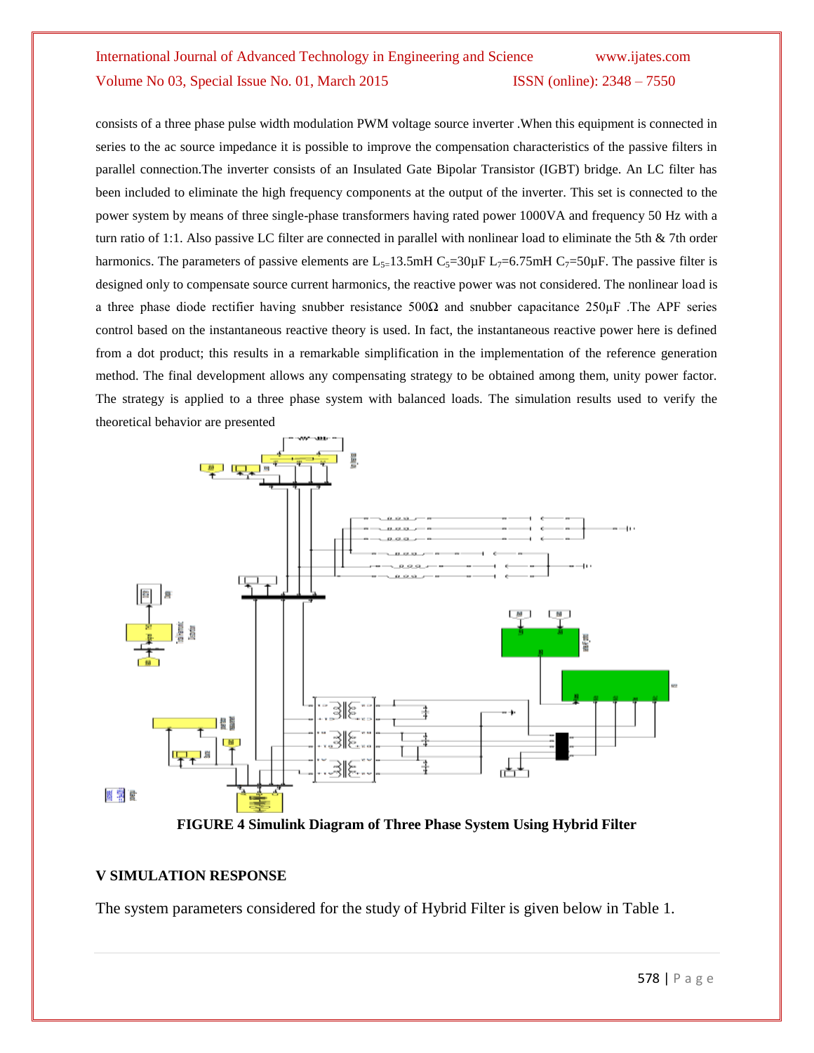consists of a three phase pulse width modulation PWM voltage source inverter .When this equipment is connected in series to the ac source impedance it is possible to improve the compensation characteristics of the passive filters in parallel connection.The inverter consists of an Insulated Gate Bipolar Transistor (IGBT) bridge. An LC filter has been included to eliminate the high frequency components at the output of the inverter. This set is connected to the power system by means of three single-phase transformers having rated power 1000VA and frequency 50 Hz with a turn ratio of 1:1. Also passive LC filter are connected in parallel with nonlinear load to eliminate the 5th & 7th order harmonics. The parameters of passive elements are $L_5$=13.5mH $C_5$=30μF $L_7$=6.75mH $C_7$=50μF. The passive filter is designed only to compensate source current harmonics, the reactive power was not considered. The nonlinear load is a three phase diode rectifier having snubber resistance 500Ω and snubber capacitance 250μF .The APF series control based on the instantaneous reactive theory is used. In fact, the instantaneous reactive power here is defined from a dot product; this results in a remarkable simplification in the implementation of the reference generation method. The final development allows any compensating strategy to be obtained among them, unity power factor. The strategy is applied to a three phase system with balanced loads. The simulation results used to verify the theoretical behavior are presented

**FIGURE 4 Simulink Diagram of Three Phase System Using Hybrid Filter**

## V SIMULATION RESPONSE

The system parameters considered for the study of Hybrid Filter is given below in Table 1.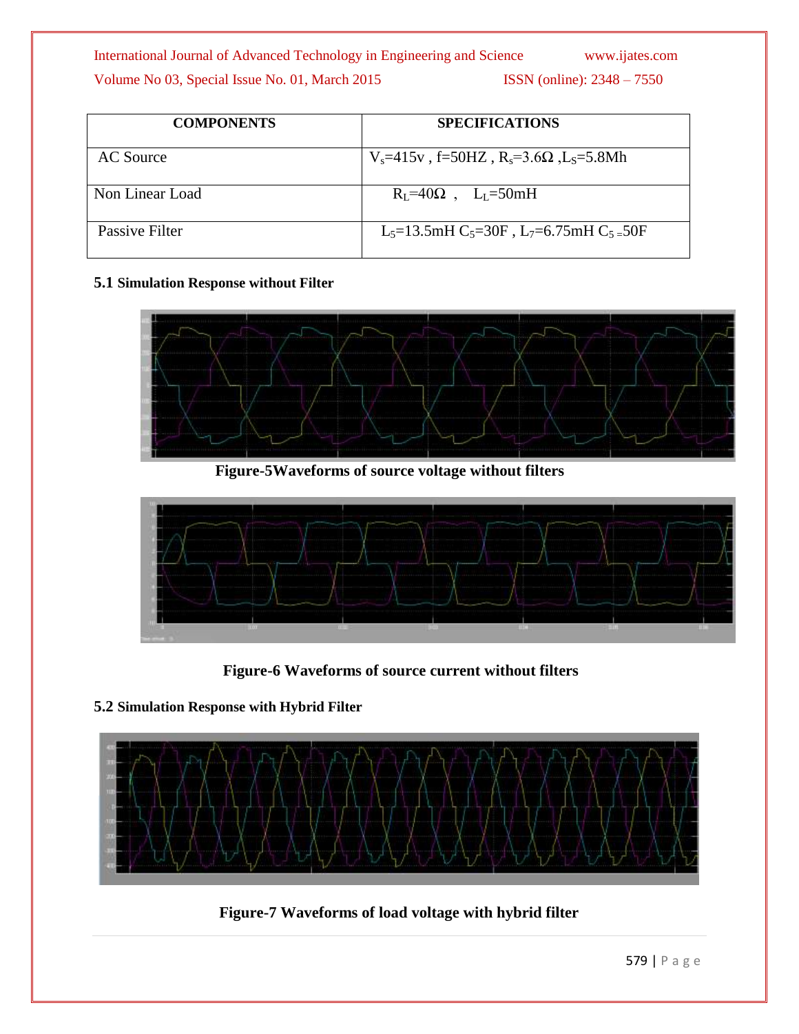| COMPONENTS | SPECIFICATIONS |
|---|---|
| AC Source | $V_s$=415v , f=50HZ , $R_s$=3.6Ω ,$L_S$=5.8Mh |
| Non Linear Load | $R_L$=40Ω , $L_L$=50mH |
| Passive Filter | $L_5$=13.5mH $C_5$=30F , $L_7$=6.75mH $C_5$ =50F |

## 5.1 Simulation Response without Filter

**Figure-5Waveforms of source voltage without filters**

**Figure-6 Waveforms of source current without filters**

## 5.2 Simulation Response with Hybrid Filter

**Figure-7 Waveforms of load voltage with hybrid filter**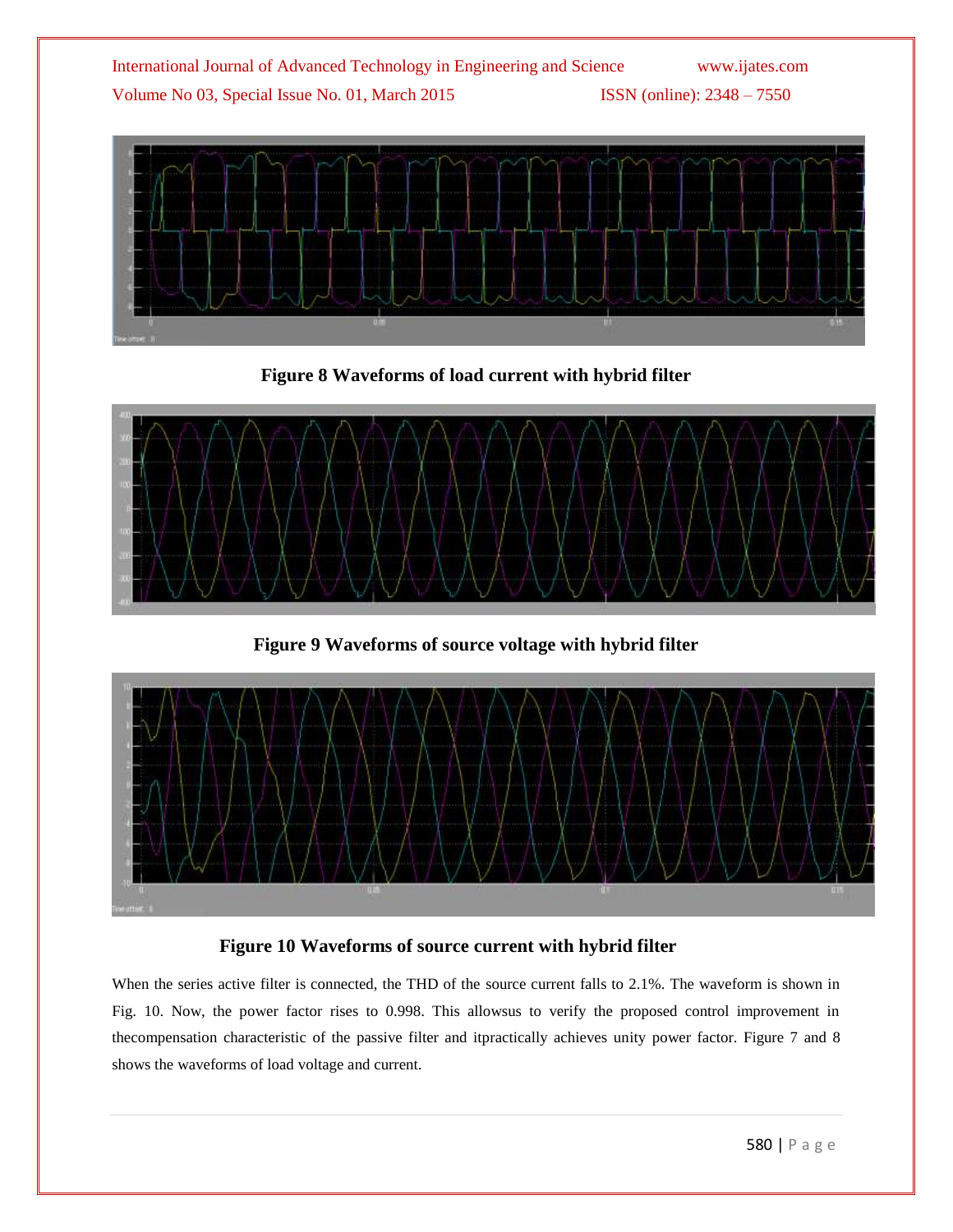**Figure 8 Waveforms of load current with hybrid filter**

**Figure 9 Waveforms of source voltage with hybrid filter**

**Figure 10 Waveforms of source current with hybrid filter**

When the series active filter is connected, the THD of the source current falls to 2.1%. The waveform is shown in Fig. 10. Now, the power factor rises to 0.998. This allowsus to verify the proposed control improvement in thecompensation characteristic of the passive filter and itpractically achieves unity power factor. Figure 7 and 8 shows the waveforms of load voltage and current.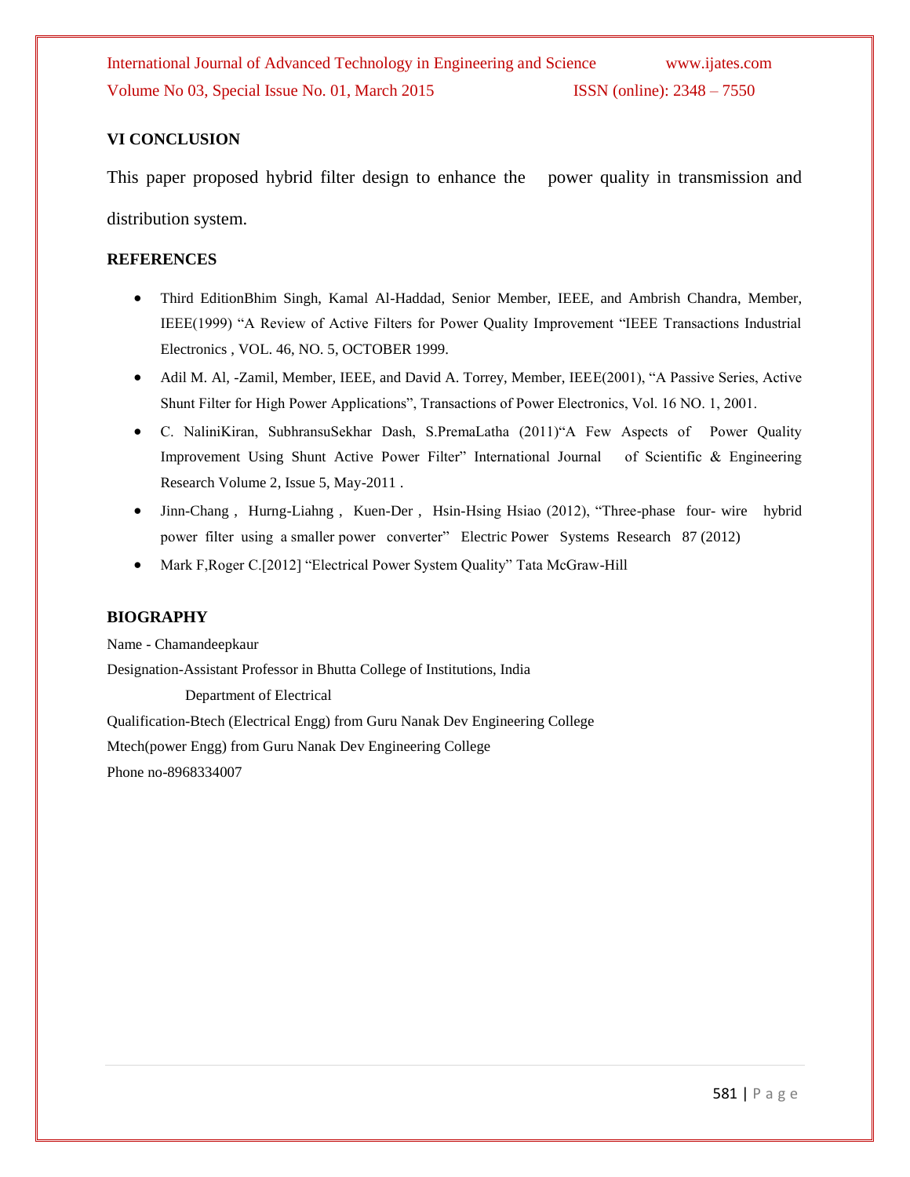## VI CONCLUSION

This paper proposed hybrid filter design to enhance the power quality in transmission and distribution system.

## REFERENCES

- Third EditionBhim Singh, Kamal Al-Haddad, Senior Member, IEEE, and Ambrish Chandra, Member, IEEE(1999) "A Review of Active Filters for Power Quality Improvement "IEEE Transactions Industrial Electronics , VOL. 46, NO. 5, OCTOBER 1999.
- Adil M. Al, -Zamil, Member, IEEE, and David A. Torrey, Member, IEEE(2001), "A Passive Series, Active Shunt Filter for High Power Applications", Transactions of Power Electronics, Vol. 16 NO. 1, 2001.
- C. NaliniKiran, SubhransuSekhar Dash, S.PremaLatha (2011)"A Few Aspects of Power Quality Improvement Using Shunt Active Power Filter" International Journal of Scientific & Engineering Research Volume 2, Issue 5, May-2011 .
- Jinn-Chang , Hurng-Liahng , Kuen-Der , Hsin-Hsing Hsiao (2012), "Three-phase four- wire hybrid power filter using a smaller power converter" Electric Power Systems Research 87 (2012)
- Mark F,Roger C.[2012] "Electrical Power System Quality" Tata McGraw-Hill

## BIOGRAPHY

Name - Chamandeepkaur

Designation-Assistant Professor in Bhutta College of Institutions, India

Department of Electrical

Qualification-Btech (Electrical Engg) from Guru Nanak Dev Engineering College

Mtech(power Engg) from Guru Nanak Dev Engineering College

Phone no-8968334007